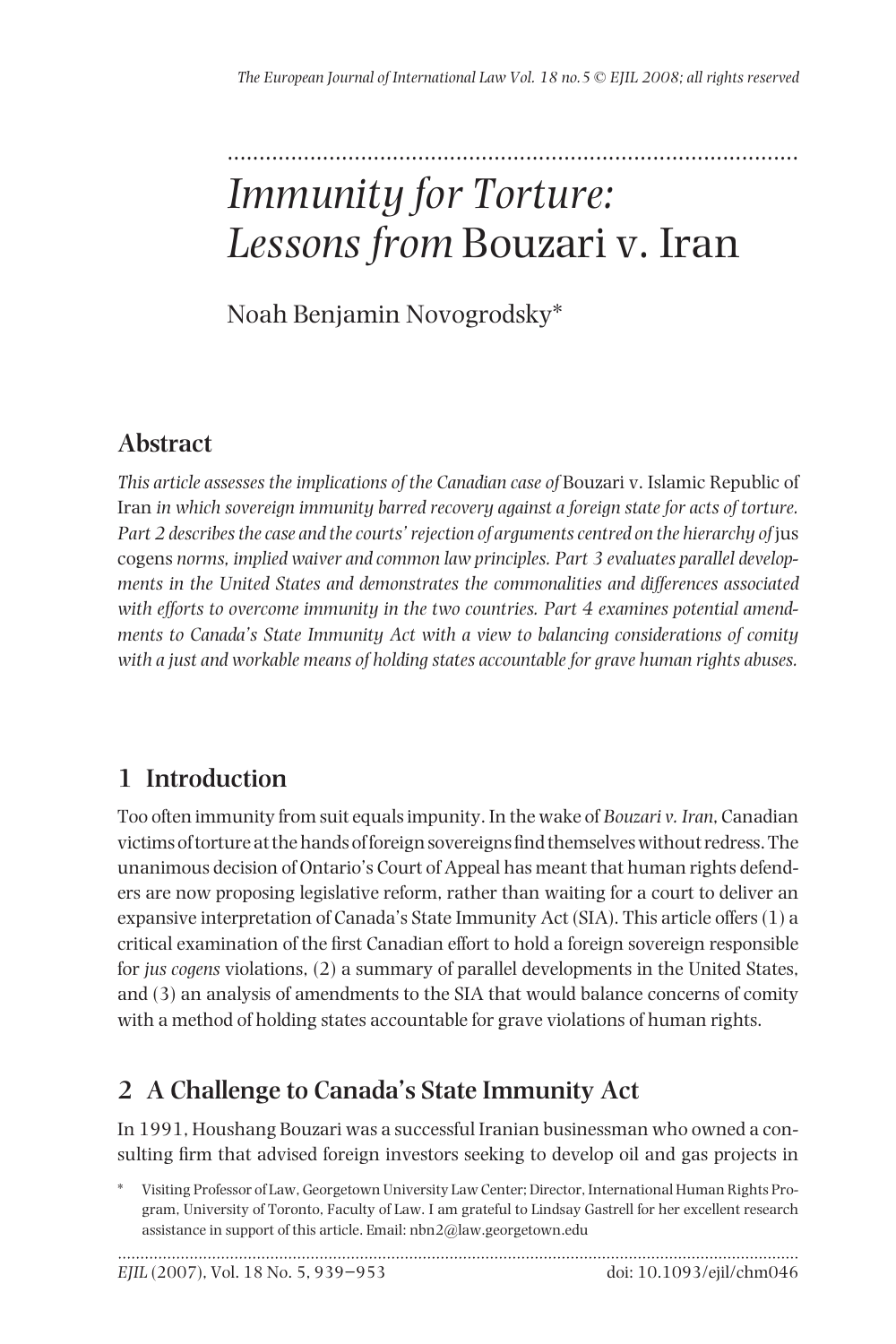# *Immunity for Torture: Lessons from* Bouzari v. Iran

Noah Benjamin Novogrodsky*

## Abstract

*This article assesses the implications of the Canadian case of* Bouzari v. Islamic Republic of Iran *in which sovereign immunity barred recovery against a foreign state for acts of torture. Part 2 describes the case and the courts' rejection of arguments centred on the hierarchy of* jus cogens *norms, implied waiver and common law principles. Part 3 evaluates parallel developments in the United States and demonstrates the commonalities and differences associated with efforts to overcome immunity in the two countries. Part 4 examines potential amendments to Canada's State Immunity Act with a view to balancing considerations of comity with a just and workable means of holding states accountable for grave human rights abuses.*

## 1 Introduction

Too often immunity from suit equals impunity. In the wake of *Bouzari v. Iran*, Canadian victims of torture at the hands of foreign sovereigns find themselves without redress. The unanimous decision of Ontario's Court of Appeal has meant that human rights defenders are now proposing legislative reform, rather than waiting for a court to deliver an expansive interpretation of Canada's State Immunity Act (SIA). This article offers (1) a critical examination of the first Canadian effort to hold a foreign sovereign responsible for *jus cogens* violations, (2) a summary of parallel developments in the United States, and (3) an analysis of amendments to the SIA that would balance concerns of comity with a method of holding states accountable for grave violations of human rights.

## 2 A Challenge to Canada's State Immunity Act

In 1991, Houshang Bouzari was a successful Iranian businessman who owned a consulting firm that advised foreign investors seeking to develop oil and gas projects in

\* Visiting Professor of Law, Georgetown University Law Center; Director, International Human Rights Program, University of Toronto, Faculty of Law. I am grateful to Lindsay Gastrell for her excellent research assistance in support of this article. Email: nbn2@law.georgetown.edu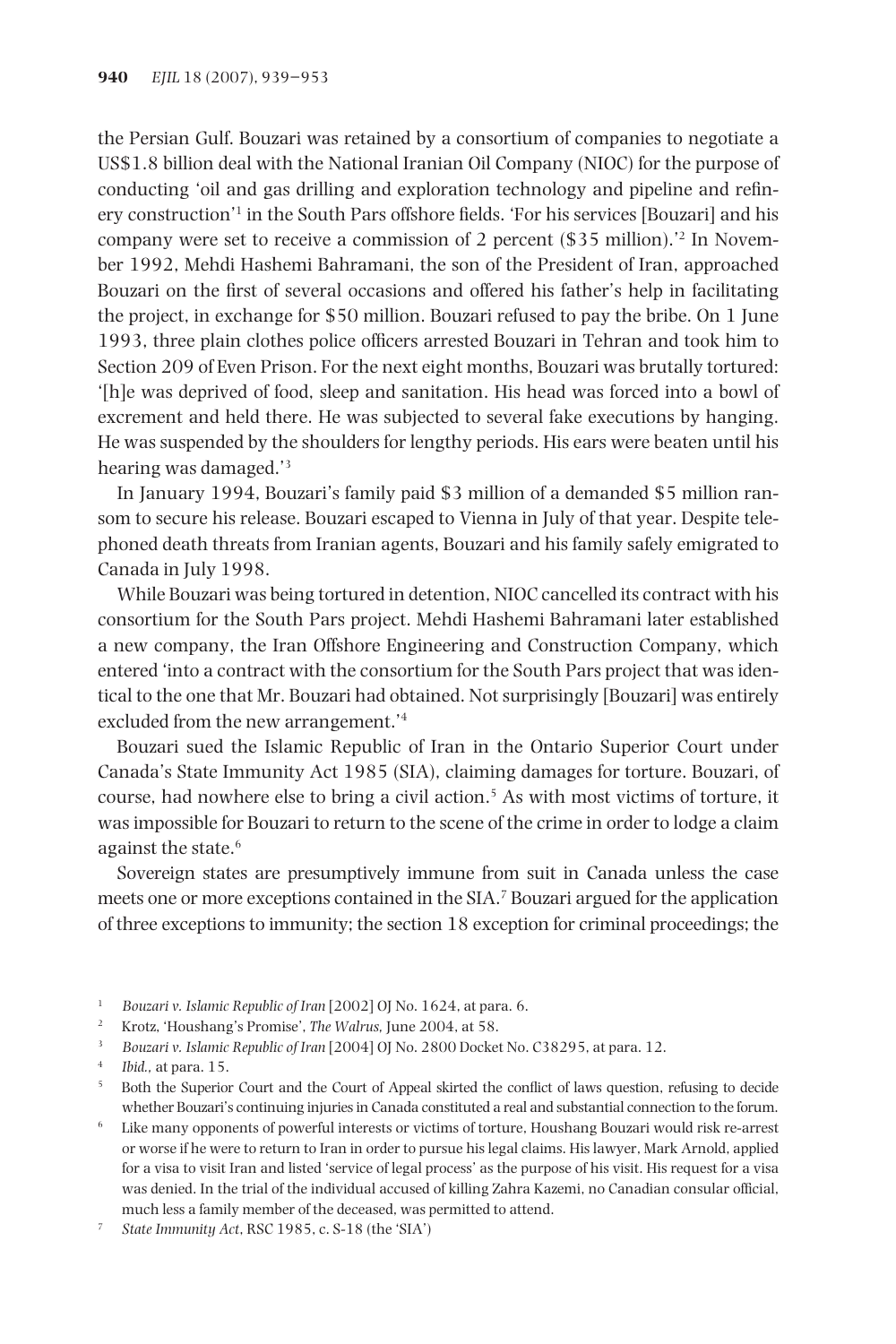the Persian Gulf. Bouzari was retained by a consortium of companies to negotiate a US$1.8 billion deal with the National Iranian Oil Company (NIOC) for the purpose of conducting 'oil and gas drilling and exploration technology and pipeline and refinery construction'[1] in the South Pars offshore fields. 'For his services [Bouzari] and his company were set to receive a commission of 2 percent ($35 million).'[2] In November 1992, Mehdi Hashemi Bahramani, the son of the President of Iran, approached Bouzari on the first of several occasions and offered his father's help in facilitating the project, in exchange for $50 million. Bouzari refused to pay the bribe. On 1 June 1993, three plain clothes police officers arrested Bouzari in Tehran and took him to Section 209 of Even Prison. For the next eight months, Bouzari was brutally tortured: '[h]e was deprived of food, sleep and sanitation. His head was forced into a bowl of excrement and held there. He was subjected to several fake executions by hanging. He was suspended by the shoulders for lengthy periods. His ears were beaten until his hearing was damaged.'[3]

In January 1994, Bouzari's family paid $3 million of a demanded $5 million ransom to secure his release. Bouzari escaped to Vienna in July of that year. Despite telephoned death threats from Iranian agents, Bouzari and his family safely emigrated to Canada in July 1998.

While Bouzari was being tortured in detention, NIOC cancelled its contract with his consortium for the South Pars project. Mehdi Hashemi Bahramani later established a new company, the Iran Offshore Engineering and Construction Company, which entered 'into a contract with the consortium for the South Pars project that was identical to the one that Mr. Bouzari had obtained. Not surprisingly [Bouzari] was entirely excluded from the new arrangement.'[4]

Bouzari sued the Islamic Republic of Iran in the Ontario Superior Court under Canada's State Immunity Act 1985 (SIA), claiming damages for torture. Bouzari, of course, had nowhere else to bring a civil action.[5] As with most victims of torture, it was impossible for Bouzari to return to the scene of the crime in order to lodge a claim against the state.[6]

Sovereign states are presumptively immune from suit in Canada unless the case meets one or more exceptions contained in the SIA.[7] Bouzari argued for the application of three exceptions to immunity; the section 18 exception for criminal proceedings; the

[1] *Bouzari v. Islamic Republic of Iran* [2002] OJ No. 1624, at para. 6.

[2] Krotz, 'Houshang's Promise', *The Walrus*, June 2004, at 58.

[3] *Bouzari v. Islamic Republic of Iran* [2004] OJ No. 2800 Docket No. C38295, at para. 12.

[4] *Ibid.*, at para. 15.

[5] Both the Superior Court and the Court of Appeal skirted the conflict of laws question, refusing to decide whether Bouzari's continuing injuries in Canada constituted a real and substantial connection to the forum.

[6] Like many opponents of powerful interests or victims of torture, Houshang Bouzari would risk re-arrest or worse if he were to return to Iran in order to pursue his legal claims. His lawyer, Mark Arnold, applied for a visa to visit Iran and listed 'service of legal process' as the purpose of his visit. His request for a visa was denied. In the trial of the individual accused of killing Zahra Kazemi, no Canadian consular official, much less a family member of the deceased, was permitted to attend.

[7] *State Immunity Act*, RSC 1985, c. S-18 (the 'SIA')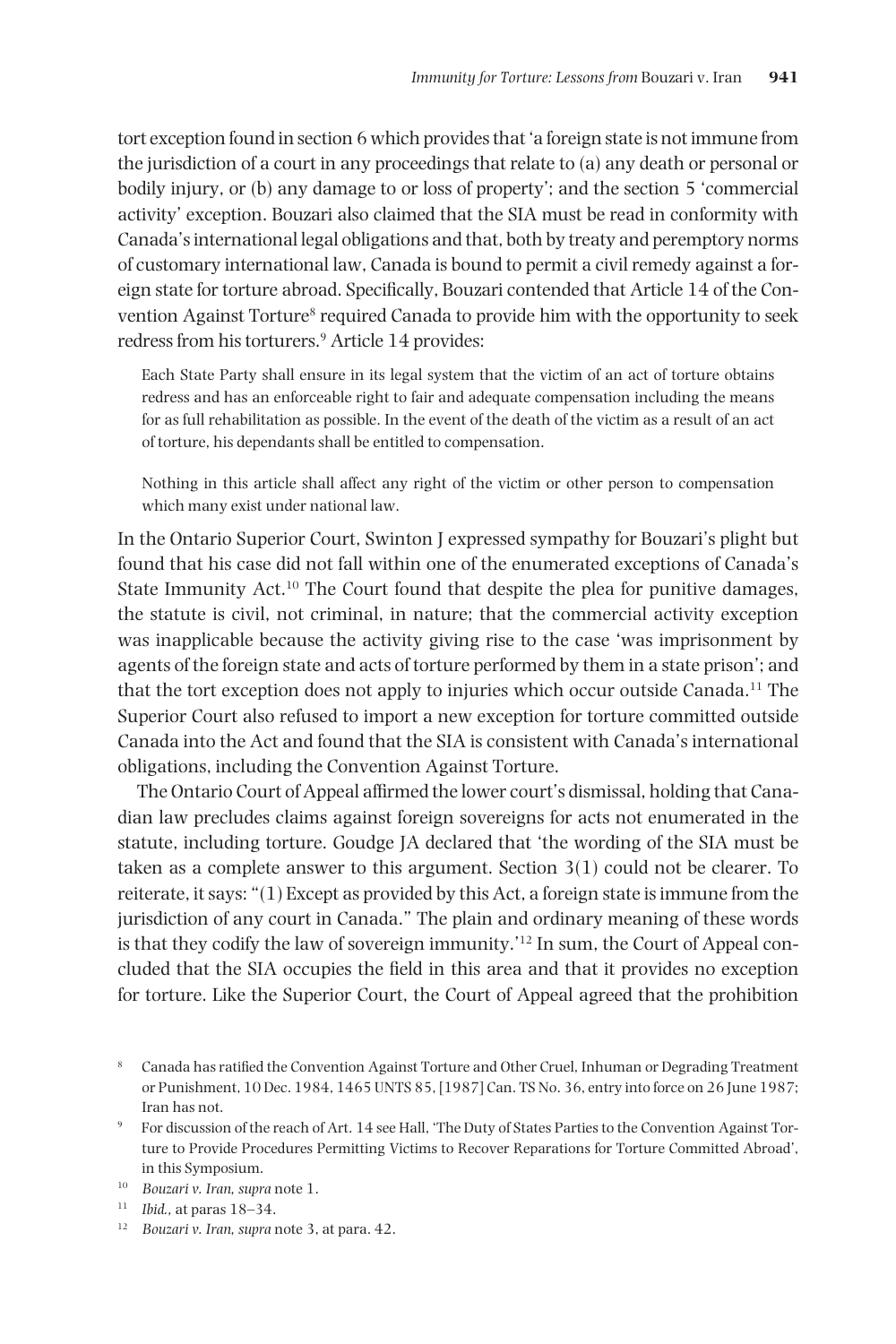tort exception found in section 6 which provides that 'a foreign state is not immune from the jurisdiction of a court in any proceedings that relate to (a) any death or personal or bodily injury, or (b) any damage to or loss of property'; and the section 5 'commercial activity' exception. Bouzari also claimed that the SIA must be read in conformity with Canada's international legal obligations and that, both by treaty and peremptory norms of customary international law, Canada is bound to permit a civil remedy against a foreign state for torture abroad. Specifically, Bouzari contended that Article 14 of the Convention Against Torture[8] required Canada to provide him with the opportunity to seek redress from his torturers.[9] Article 14 provides:

> Each State Party shall ensure in its legal system that the victim of an act of torture obtains redress and has an enforceable right to fair and adequate compensation including the means for as full rehabilitation as possible. In the event of the death of the victim as a result of an act of torture, his dependants shall be entitled to compensation.
>
> Nothing in this article shall affect any right of the victim or other person to compensation which many exist under national law.

In the Ontario Superior Court, Swinton J expressed sympathy for Bouzari's plight but found that his case did not fall within one of the enumerated exceptions of Canada's State Immunity Act.[10] The Court found that despite the plea for punitive damages, the statute is civil, not criminal, in nature; that the commercial activity exception was inapplicable because the activity giving rise to the case 'was imprisonment by agents of the foreign state and acts of torture performed by them in a state prison'; and that the tort exception does not apply to injuries which occur outside Canada.[11] The Superior Court also refused to import a new exception for torture committed outside Canada into the Act and found that the SIA is consistent with Canada's international obligations, including the Convention Against Torture.

The Ontario Court of Appeal affirmed the lower court's dismissal, holding that Canadian law precludes claims against foreign sovereigns for acts not enumerated in the statute, including torture. Goudge JA declared that 'the wording of the SIA must be taken as a complete answer to this argument. Section 3(1) could not be clearer. To reiterate, it says: "(1) Except as provided by this Act, a foreign state is immune from the jurisdiction of any court in Canada." The plain and ordinary meaning of these words is that they codify the law of sovereign immunity.'[12] In sum, the Court of Appeal concluded that the SIA occupies the field in this area and that it provides no exception for torture. Like the Superior Court, the Court of Appeal agreed that the prohibition

---

[8] Canada has ratified the Convention Against Torture and Other Cruel, Inhuman or Degrading Treatment or Punishment, 10 Dec. 1984, 1465 UNTS 85, [1987] Can. TS No. 36, entry into force on 26 June 1987; Iran has not.

[9] For discussion of the reach of Art. 14 see Hall, 'The Duty of States Parties to the Convention Against Torture to Provide Procedures Permitting Victims to Recover Reparations for Torture Committed Abroad', in this Symposium.

[10] *Bouzari v. Iran, supra* note 1.

[11] *Ibid.,* at paras 18–34.

[12] *Bouzari v. Iran, supra* note 3, at para. 42.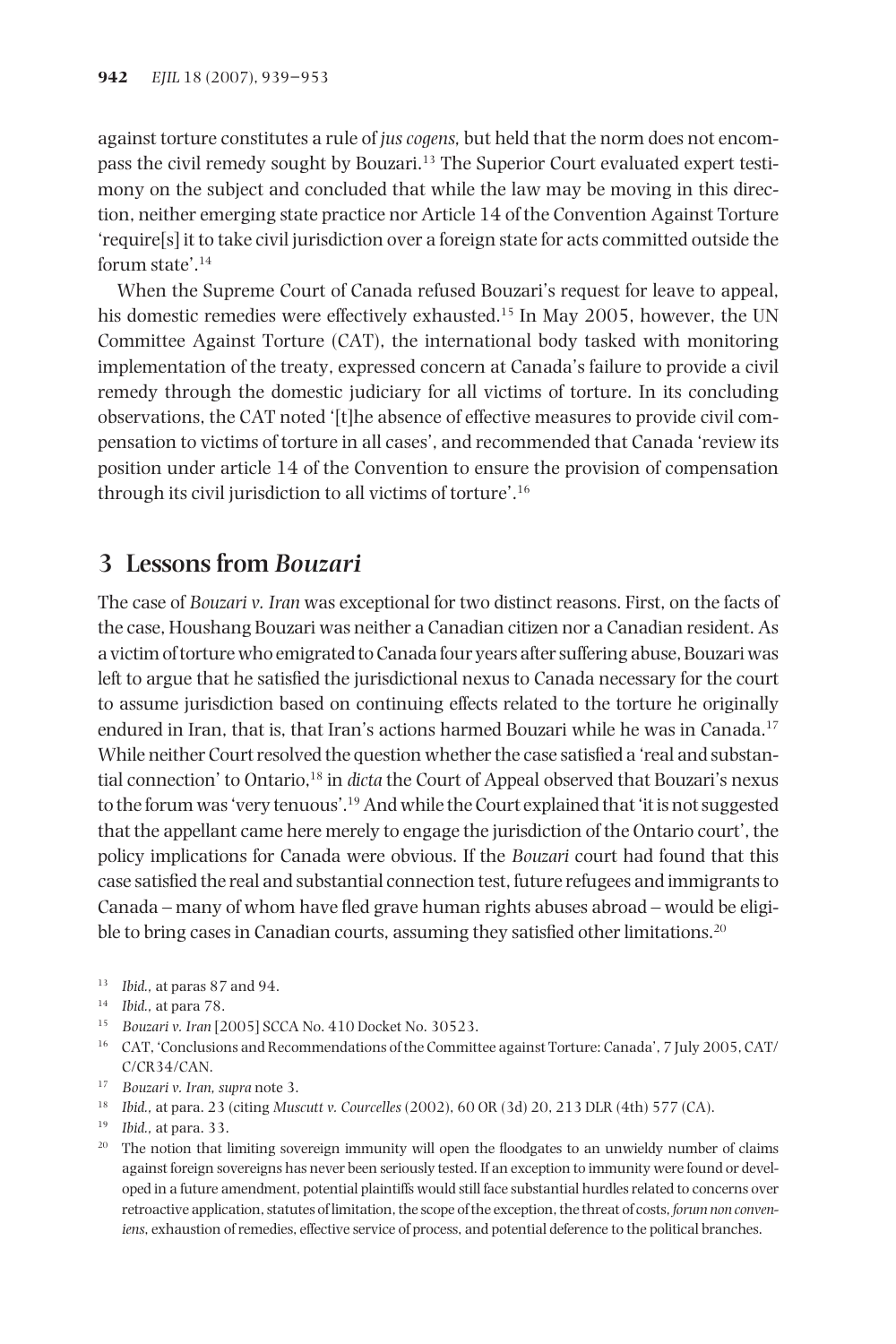against torture constitutes a rule of *jus cogens,* but held that the norm does not encompass the civil remedy sought by Bouzari.[13] The Superior Court evaluated expert testimony on the subject and concluded that while the law may be moving in this direction, neither emerging state practice nor Article 14 of the Convention Against Torture 'require[s] it to take civil jurisdiction over a foreign state for acts committed outside the forum state'.[14]

When the Supreme Court of Canada refused Bouzari's request for leave to appeal, his domestic remedies were effectively exhausted.[15] In May 2005, however, the UN Committee Against Torture (CAT), the international body tasked with monitoring implementation of the treaty, expressed concern at Canada's failure to provide a civil remedy through the domestic judiciary for all victims of torture. In its concluding observations, the CAT noted '[t]he absence of effective measures to provide civil compensation to victims of torture in all cases', and recommended that Canada 'review its position under article 14 of the Convention to ensure the provision of compensation through its civil jurisdiction to all victims of torture'.[16]

## 3 Lessons from *Bouzari*

The case of *Bouzari v. Iran* was exceptional for two distinct reasons. First, on the facts of the case, Houshang Bouzari was neither a Canadian citizen nor a Canadian resident. As a victim of torture who emigrated to Canada four years after suffering abuse, Bouzari was left to argue that he satisfied the jurisdictional nexus to Canada necessary for the court to assume jurisdiction based on continuing effects related to the torture he originally endured in Iran, that is, that Iran's actions harmed Bouzari while he was in Canada.[17] While neither Court resolved the question whether the case satisfied a 'real and substantial connection' to Ontario,[18] in *dicta* the Court of Appeal observed that Bouzari's nexus to the forum was 'very tenuous'.[19] And while the Court explained that 'it is not suggested that the appellant came here merely to engage the jurisdiction of the Ontario court', the policy implications for Canada were obvious. If the *Bouzari* court had found that this case satisfied the real and substantial connection test, future refugees and immigrants to Canada – many of whom have fled grave human rights abuses abroad – would be eligible to bring cases in Canadian courts, assuming they satisfied other limitations.[20]

[13] *Ibid.,* at paras 87 and 94.

[14] *Ibid.,* at para 78.

[15] *Bouzari v. Iran* [2005] SCCA No. 410 Docket No. 30523.

[16] CAT, 'Conclusions and Recommendations of the Committee against Torture: Canada', 7 July 2005, CAT/C/CR34/CAN.

[17] *Bouzari v. Iran, supra* note 3.

[18] *Ibid.,* at para. 23 (citing *Muscutt v. Courcelles* (2002), 60 OR (3d) 20, 213 DLR (4th) 577 (CA).

[19] *Ibid.,* at para. 33.

[20] The notion that limiting sovereign immunity will open the floodgates to an unwieldy number of claims against foreign sovereigns has never been seriously tested. If an exception to immunity were found or developed in a future amendment, potential plaintiffs would still face substantial hurdles related to concerns over retroactive application, statutes of limitation, the scope of the exception, the threat of costs, *forum non conveniens*, exhaustion of remedies, effective service of process, and potential deference to the political branches.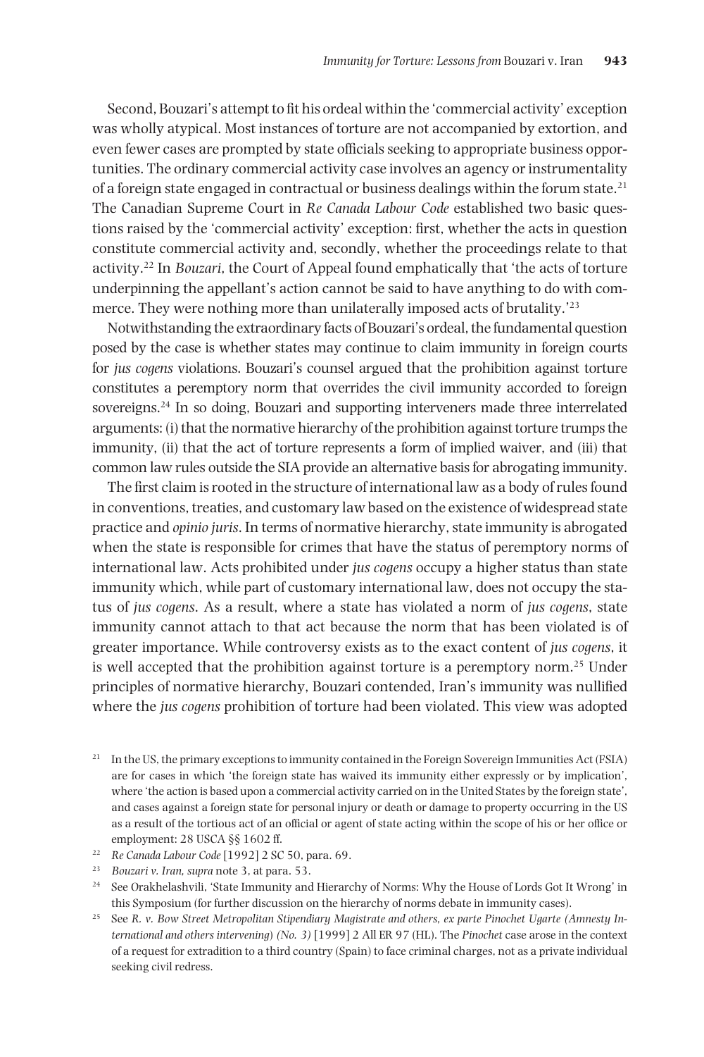Second, Bouzari's attempt to fit his ordeal within the 'commercial activity' exception was wholly atypical. Most instances of torture are not accompanied by extortion, and even fewer cases are prompted by state officials seeking to appropriate business opportunities. The ordinary commercial activity case involves an agency or instrumentality of a foreign state engaged in contractual or business dealings within the forum state.[21] The Canadian Supreme Court in *Re Canada Labour Code* established two basic questions raised by the 'commercial activity' exception: first, whether the acts in question constitute commercial activity and, secondly, whether the proceedings relate to that activity.[22] In *Bouzari*, the Court of Appeal found emphatically that 'the acts of torture underpinning the appellant's action cannot be said to have anything to do with commerce. They were nothing more than unilaterally imposed acts of brutality.'[23]

Notwithstanding the extraordinary facts of Bouzari's ordeal, the fundamental question posed by the case is whether states may continue to claim immunity in foreign courts for *jus cogens* violations. Bouzari's counsel argued that the prohibition against torture constitutes a peremptory norm that overrides the civil immunity accorded to foreign sovereigns.[24] In so doing, Bouzari and supporting interveners made three interrelated arguments: (i) that the normative hierarchy of the prohibition against torture trumps the immunity, (ii) that the act of torture represents a form of implied waiver, and (iii) that common law rules outside the SIA provide an alternative basis for abrogating immunity.

The first claim is rooted in the structure of international law as a body of rules found in conventions, treaties, and customary law based on the existence of widespread state practice and *opinio juris*. In terms of normative hierarchy, state immunity is abrogated when the state is responsible for crimes that have the status of peremptory norms of international law. Acts prohibited under *jus cogens* occupy a higher status than state immunity which, while part of customary international law, does not occupy the status of *jus cogens*. As a result, where a state has violated a norm of *jus cogens*, state immunity cannot attach to that act because the norm that has been violated is of greater importance. While controversy exists as to the exact content of *jus cogens*, it is well accepted that the prohibition against torture is a peremptory norm.[25] Under principles of normative hierarchy, Bouzari contended, Iran's immunity was nullified where the *jus cogens* prohibition of torture had been violated. This view was adopted

[21] In the US, the primary exceptions to immunity contained in the Foreign Sovereign Immunities Act (FSIA) are for cases in which 'the foreign state has waived its immunity either expressly or by implication', where 'the action is based upon a commercial activity carried on in the United States by the foreign state', and cases against a foreign state for personal injury or death or damage to property occurring in the US as a result of the tortious act of an official or agent of state acting within the scope of his or her office or employment: 28 USCA §§ 1602 ff.

[22] *Re Canada Labour Code* [1992] 2 SC 50, para. 69.

[23] *Bouzari v. Iran, supra* note 3, at para. 53.

[24] See Orakhelashvili, 'State Immunity and Hierarchy of Norms: Why the House of Lords Got It Wrong' in this Symposium (for further discussion on the hierarchy of norms debate in immunity cases).

[25] See *R. v. Bow Street Metropolitan Stipendiary Magistrate and others, ex parte Pinochet Ugarte (Amnesty International and others intervening) (No. 3)* [1999] 2 All ER 97 (HL). The *Pinochet* case arose in the context of a request for extradition to a third country (Spain) to face criminal charges, not as a private individual seeking civil redress.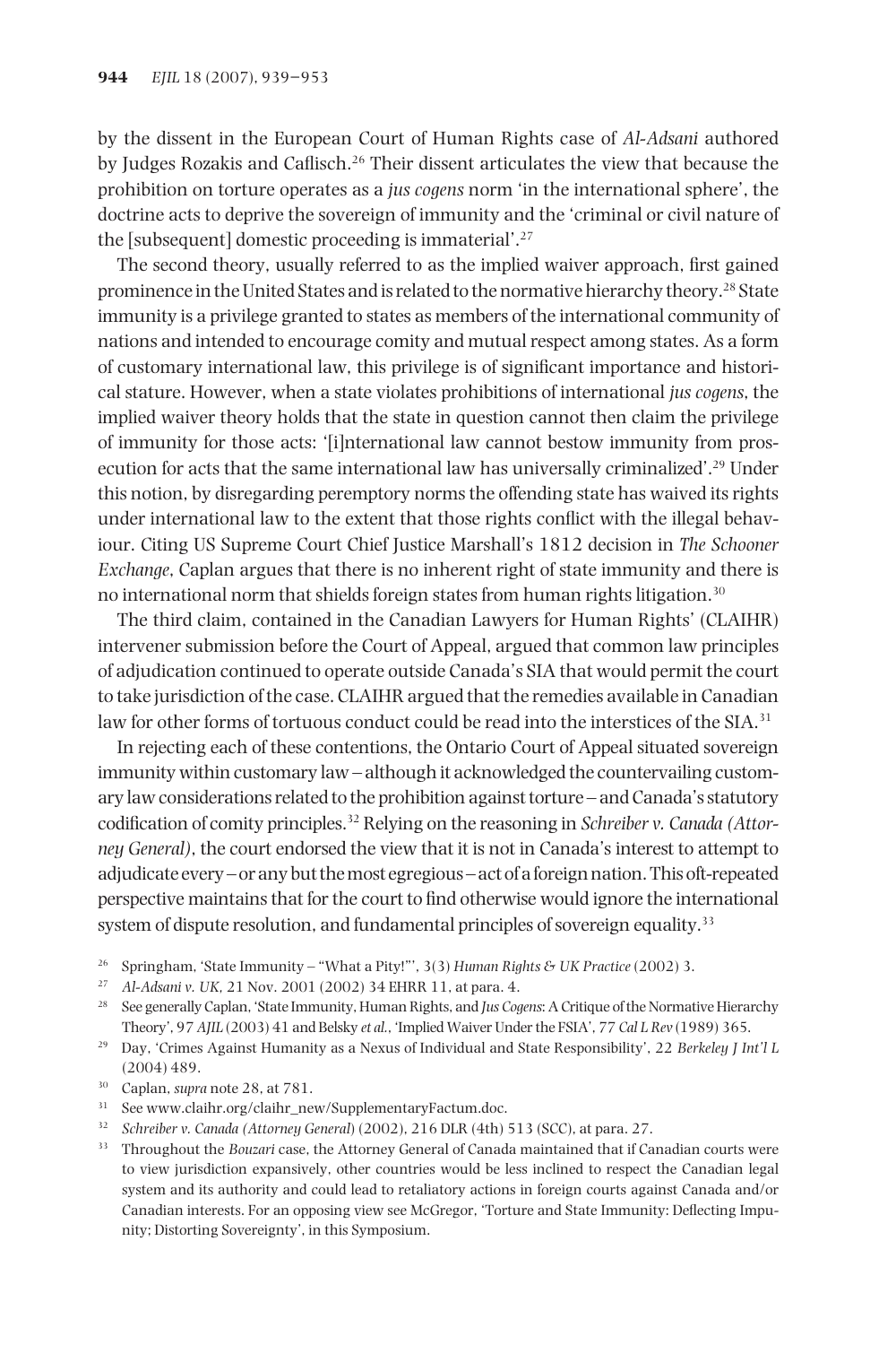by the dissent in the European Court of Human Rights case of *Al-Adsani* authored by Judges Rozakis and Caflisch.[26] Their dissent articulates the view that because the prohibition on torture operates as a *jus cogens* norm 'in the international sphere', the doctrine acts to deprive the sovereign of immunity and the 'criminal or civil nature of the [subsequent] domestic proceeding is immaterial'.[27]

The second theory, usually referred to as the implied waiver approach, first gained prominence in the United States and is related to the normative hierarchy theory.[28] State immunity is a privilege granted to states as members of the international community of nations and intended to encourage comity and mutual respect among states. As a form of customary international law, this privilege is of significant importance and historical stature. However, when a state violates prohibitions of international *jus cogens*, the implied waiver theory holds that the state in question cannot then claim the privilege of immunity for those acts: '[i]nternational law cannot bestow immunity from prosecution for acts that the same international law has universally criminalized'.[29] Under this notion, by disregarding peremptory norms the offending state has waived its rights under international law to the extent that those rights conflict with the illegal behaviour. Citing US Supreme Court Chief Justice Marshall's 1812 decision in *The Schooner Exchange*, Caplan argues that there is no inherent right of state immunity and there is no international norm that shields foreign states from human rights litigation.[30]

The third claim, contained in the Canadian Lawyers for Human Rights' (CLAIHR) intervener submission before the Court of Appeal, argued that common law principles of adjudication continued to operate outside Canada's SIA that would permit the court to take jurisdiction of the case. CLAIHR argued that the remedies available in Canadian law for other forms of tortuous conduct could be read into the interstices of the SIA.[31]

In rejecting each of these contentions, the Ontario Court of Appeal situated sovereign immunity within customary law – although it acknowledged the countervailing customary law considerations related to the prohibition against torture – and Canada's statutory codification of comity principles.[32] Relying on the reasoning in *Schreiber v. Canada (Attorney General)*, the court endorsed the view that it is not in Canada's interest to attempt to adjudicate every – or any but the most egregious – act of a foreign nation. This oft-repeated perspective maintains that for the court to find otherwise would ignore the international system of dispute resolution, and fundamental principles of sovereign equality.[33]

[26] Springham, 'State Immunity – "What a Pity!"', 3(3) *Human Rights & UK Practice* (2002) 3.

[27] *Al-Adsani v. UK*, 21 Nov. 2001 (2002) 34 EHRR 11, at para. 4.

[28] See generally Caplan, 'State Immunity, Human Rights, and *Jus Cogens*: A Critique of the Normative Hierarchy Theory', 97 *AJIL* (2003) 41 and Belsky *et al.*, 'Implied Waiver Under the FSIA', 77 *Cal L Rev* (1989) 365.

[29] Day, 'Crimes Against Humanity as a Nexus of Individual and State Responsibility', 22 *Berkeley J Int'l L* (2004) 489.

[30] Caplan, *supra* note 28, at 781.

[31] See www.claihr.org/claihr_new/SupplementaryFactum.doc.

[32] *Schreiber v. Canada (Attorney General)* (2002), 216 DLR (4th) 513 (SCC), at para. 27.

[33] Throughout the *Bouzari* case, the Attorney General of Canada maintained that if Canadian courts were to view jurisdiction expansively, other countries would be less inclined to respect the Canadian legal system and its authority and could lead to retaliatory actions in foreign courts against Canada and/or Canadian interests. For an opposing view see McGregor, 'Torture and State Immunity: Deflecting Impunity; Distorting Sovereignty', in this Symposium.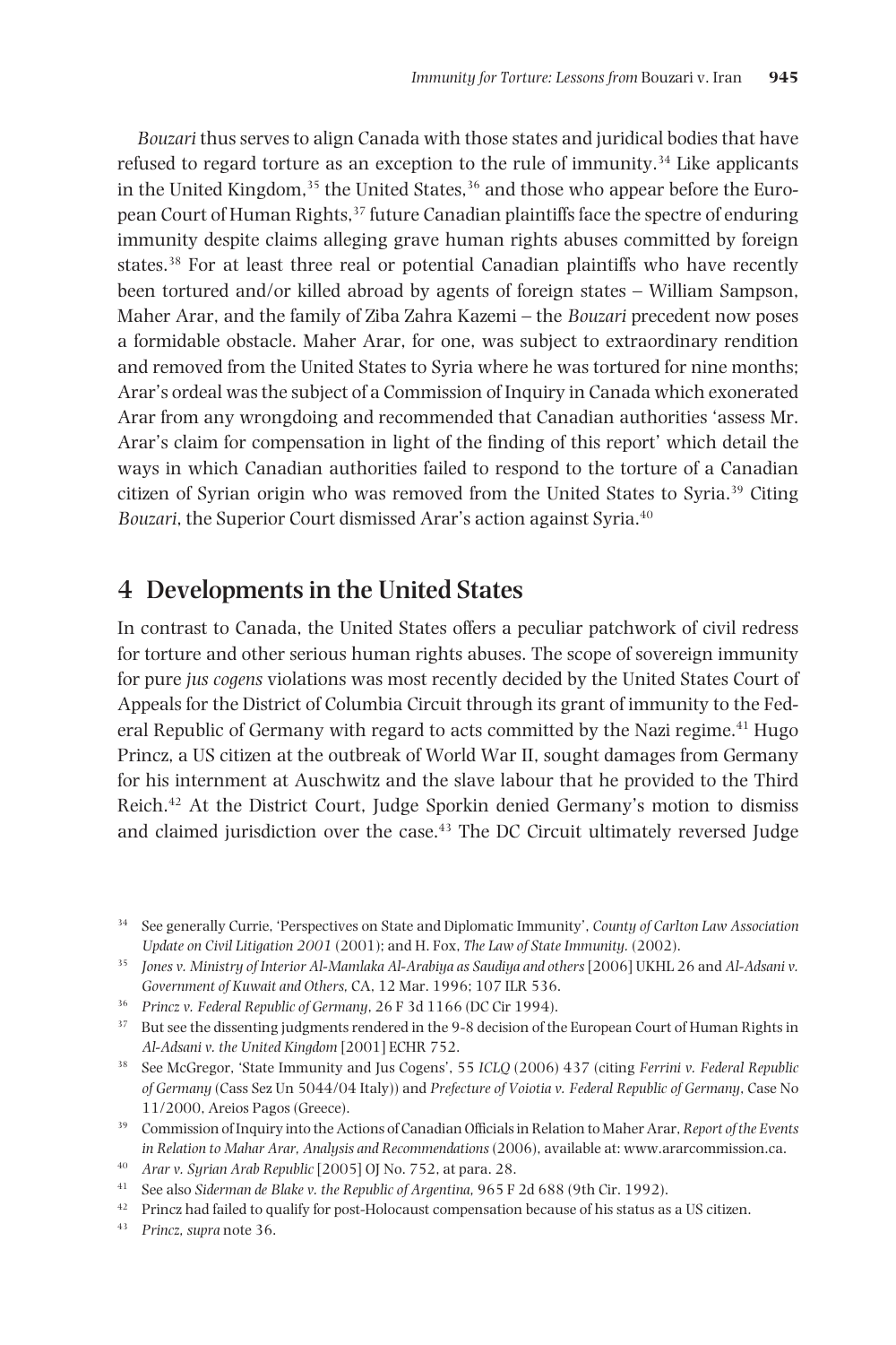*Bouzari* thus serves to align Canada with those states and juridical bodies that have refused to regard torture as an exception to the rule of immunity.[34] Like applicants in the United Kingdom,[35] the United States,[36] and those who appear before the European Court of Human Rights,[37] future Canadian plaintiffs face the spectre of enduring immunity despite claims alleging grave human rights abuses committed by foreign states.[38] For at least three real or potential Canadian plaintiffs who have recently been tortured and/or killed abroad by agents of foreign states – William Sampson, Maher Arar, and the family of Ziba Zahra Kazemi – the *Bouzari* precedent now poses a formidable obstacle. Maher Arar, for one, was subject to extraordinary rendition and removed from the United States to Syria where he was tortured for nine months; Arar's ordeal was the subject of a Commission of Inquiry in Canada which exonerated Arar from any wrongdoing and recommended that Canadian authorities 'assess Mr. Arar's claim for compensation in light of the finding of this report' which detail the ways in which Canadian authorities failed to respond to the torture of a Canadian citizen of Syrian origin who was removed from the United States to Syria.[39] Citing *Bouzari*, the Superior Court dismissed Arar's action against Syria.[40]

## 4 Developments in the United States

In contrast to Canada, the United States offers a peculiar patchwork of civil redress for torture and other serious human rights abuses. The scope of sovereign immunity for pure *jus cogens* violations was most recently decided by the United States Court of Appeals for the District of Columbia Circuit through its grant of immunity to the Federal Republic of Germany with regard to acts committed by the Nazi regime.[41] Hugo Princz, a US citizen at the outbreak of World War II, sought damages from Germany for his internment at Auschwitz and the slave labour that he provided to the Third Reich.[42] At the District Court, Judge Sporkin denied Germany's motion to dismiss and claimed jurisdiction over the case.[43] The DC Circuit ultimately reversed Judge

---

[34] See generally Currie, 'Perspectives on State and Diplomatic Immunity', *County of Carlton Law Association Update on Civil Litigation 2001* (2001); and H. Fox, *The Law of State Immunity.* (2002).

[35] *Jones v. Ministry of Interior Al-Mamlaka Al-Arabiya as Saudiya and others* [2006] UKHL 26 and *Al-Adsani v. Government of Kuwait and Others,* CA, 12 Mar. 1996; 107 ILR 536.

[36] *Princz v. Federal Republic of Germany*, 26 F 3d 1166 (DC Cir 1994).

[37] But see the dissenting judgments rendered in the 9-8 decision of the European Court of Human Rights in *Al-Adsani v. the United Kingdom* [2001] ECHR 752.

[38] See McGregor, 'State Immunity and Jus Cogens', 55 *ICLQ* (2006) 437 (citing *Ferrini v. Federal Republic of Germany* (Cass Sez Un 5044/04 Italy)) and *Prefecture of Voiotia v. Federal Republic of Germany*, Case No 11/2000, Areios Pagos (Greece).

[39] Commission of Inquiry into the Actions of Canadian Officials in Relation to Maher Arar, *Report of the Events in Relation to Mahar Arar, Analysis and Recommendations* (2006), available at: www.ararcommission.ca.

[40] *Arar v. Syrian Arab Republic* [2005] OJ No. 752, at para. 28.

[41] See also *Siderman de Blake v. the Republic of Argentina,* 965 F 2d 688 (9th Cir. 1992).

[42] Princz had failed to qualify for post-Holocaust compensation because of his status as a US citizen.

[43] *Princz, supra* note 36.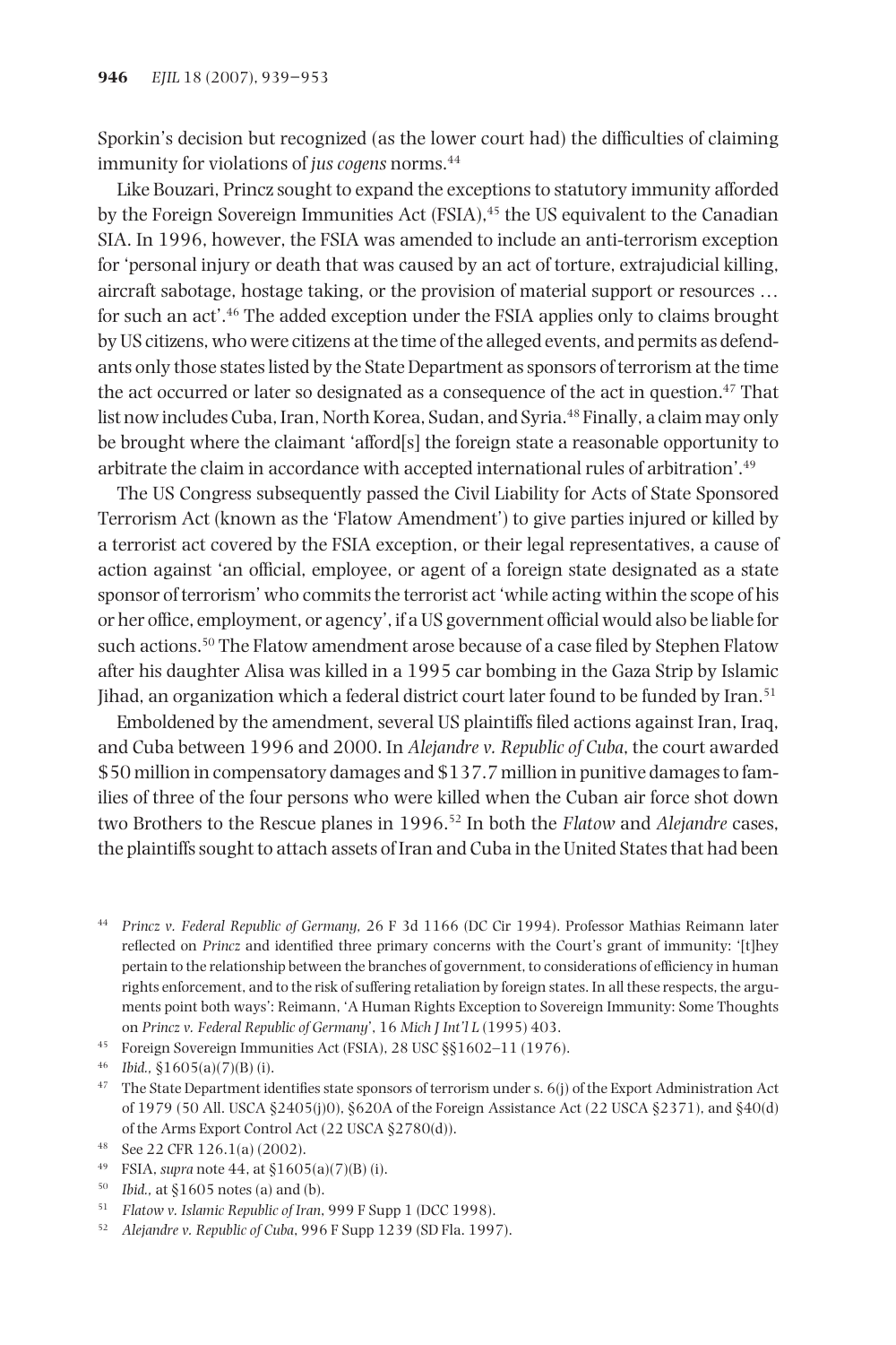Sporkin's decision but recognized (as the lower court had) the difficulties of claiming immunity for violations of *jus cogens* norms.[44]

Like Bouzari, Princz sought to expand the exceptions to statutory immunity afforded by the Foreign Sovereign Immunities Act (FSIA),[45] the US equivalent to the Canadian SIA. In 1996, however, the FSIA was amended to include an anti-terrorism exception for 'personal injury or death that was caused by an act of torture, extrajudicial killing, aircraft sabotage, hostage taking, or the provision of material support or resources … for such an act'.[46] The added exception under the FSIA applies only to claims brought by US citizens, who were citizens at the time of the alleged events, and permits as defendants only those states listed by the State Department as sponsors of terrorism at the time the act occurred or later so designated as a consequence of the act in question.[47] That list now includes Cuba, Iran, North Korea, Sudan, and Syria.[48] Finally, a claim may only be brought where the claimant 'afford[s] the foreign state a reasonable opportunity to arbitrate the claim in accordance with accepted international rules of arbitration'.[49]

The US Congress subsequently passed the Civil Liability for Acts of State Sponsored Terrorism Act (known as the 'Flatow Amendment') to give parties injured or killed by a terrorist act covered by the FSIA exception, or their legal representatives, a cause of action against 'an official, employee, or agent of a foreign state designated as a state sponsor of terrorism' who commits the terrorist act 'while acting within the scope of his or her office, employment, or agency', if a US government official would also be liable for such actions.[50] The Flatow amendment arose because of a case filed by Stephen Flatow after his daughter Alisa was killed in a 1995 car bombing in the Gaza Strip by Islamic Jihad, an organization which a federal district court later found to be funded by Iran.[51]

Emboldened by the amendment, several US plaintiffs filed actions against Iran, Iraq, and Cuba between 1996 and 2000. In *Alejandre v. Republic of Cuba*, the court awarded $50 million in compensatory damages and $137.7 million in punitive damages to families of three of the four persons who were killed when the Cuban air force shot down two Brothers to the Rescue planes in 1996.[52] In both the *Flatow* and *Alejandre* cases, the plaintiffs sought to attach assets of Iran and Cuba in the United States that had been

---

[44] *Princz v. Federal Republic of Germany*, 26 F 3d 1166 (DC Cir 1994). Professor Mathias Reimann later reflected on *Princz* and identified three primary concerns with the Court's grant of immunity: '[t]hey pertain to the relationship between the branches of government, to considerations of efficiency in human rights enforcement, and to the risk of suffering retaliation by foreign states. In all these respects, the arguments point both ways': Reimann, 'A Human Rights Exception to Sovereign Immunity: Some Thoughts on *Princz v. Federal Republic of Germany*', 16 *Mich J Int'l L* (1995) 403.

[45] Foreign Sovereign Immunities Act (FSIA), 28 USC §§1602–11 (1976).

[46] *Ibid.*, §1605(a)(7)(B) (i).

[47] The State Department identifies state sponsors of terrorism under s. 6(j) of the Export Administration Act of 1979 (50 All. USCA §2405(j)0), §620A of the Foreign Assistance Act (22 USCA §2371), and §40(d) of the Arms Export Control Act (22 USCA §2780(d)).

[48] See 22 CFR 126.1(a) (2002).

[49] FSIA, *supra* note 44, at §1605(a)(7)(B) (i).

[50] *Ibid.*, at §1605 notes (a) and (b).

[51] *Flatow v. Islamic Republic of Iran*, 999 F Supp 1 (DCC 1998).

[52] *Alejandre v. Republic of Cuba*, 996 F Supp 1239 (SD Fla. 1997).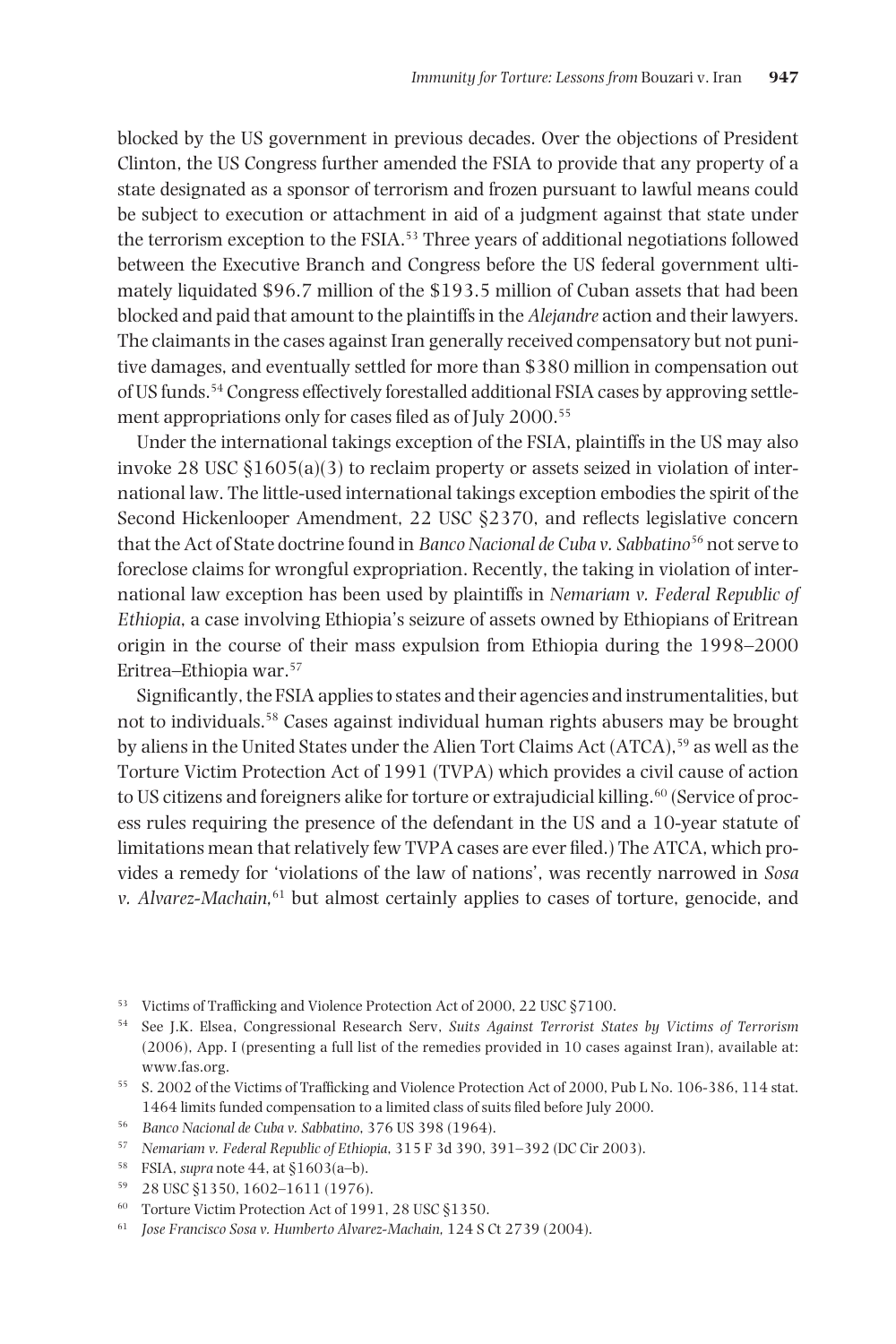blocked by the US government in previous decades. Over the objections of President Clinton, the US Congress further amended the FSIA to provide that any property of a state designated as a sponsor of terrorism and frozen pursuant to lawful means could be subject to execution or attachment in aid of a judgment against that state under the terrorism exception to the FSIA.[53] Three years of additional negotiations followed between the Executive Branch and Congress before the US federal government ultimately liquidated $96.7 million of the $193.5 million of Cuban assets that had been blocked and paid that amount to the plaintiffs in the *Alejandre* action and their lawyers. The claimants in the cases against Iran generally received compensatory but not punitive damages, and eventually settled for more than $380 million in compensation out of US funds.[54] Congress effectively forestalled additional FSIA cases by approving settlement appropriations only for cases filed as of July 2000.[55]

Under the international takings exception of the FSIA, plaintiffs in the US may also invoke 28 USC §1605(a)(3) to reclaim property or assets seized in violation of international law. The little-used international takings exception embodies the spirit of the Second Hickenlooper Amendment, 22 USC §2370, and reflects legislative concern that the Act of State doctrine found in *Banco Nacional de Cuba v. Sabbatino*[56] not serve to foreclose claims for wrongful expropriation. Recently, the taking in violation of international law exception has been used by plaintiffs in *Nemariam v. Federal Republic of Ethiopia*, a case involving Ethiopia's seizure of assets owned by Ethiopians of Eritrean origin in the course of their mass expulsion from Ethiopia during the 1998–2000 Eritrea–Ethiopia war.[57]

Significantly, the FSIA applies to states and their agencies and instrumentalities, but not to individuals.[58] Cases against individual human rights abusers may be brought by aliens in the United States under the Alien Tort Claims Act (ATCA),[59] as well as the Torture Victim Protection Act of 1991 (TVPA) which provides a civil cause of action to US citizens and foreigners alike for torture or extrajudicial killing.[60] (Service of process rules requiring the presence of the defendant in the US and a 10-year statute of limitations mean that relatively few TVPA cases are ever filed.) The ATCA, which provides a remedy for 'violations of the law of nations', was recently narrowed in *Sosa v. Alvarez-Machain*,[61] but almost certainly applies to cases of torture, genocide, and

[53] Victims of Trafficking and Violence Protection Act of 2000, 22 USC §7100.

[54] See J.K. Elsea, Congressional Research Serv, *Suits Against Terrorist States by Victims of Terrorism* (2006), App. I (presenting a full list of the remedies provided in 10 cases against Iran), available at: www.fas.org.

[55] S. 2002 of the Victims of Trafficking and Violence Protection Act of 2000, Pub L No. 106-386, 114 stat. 1464 limits funded compensation to a limited class of suits filed before July 2000.

[56] *Banco Nacional de Cuba v. Sabbatino*, 376 US 398 (1964).

[57] *Nemariam v. Federal Republic of Ethiopia*, 315 F 3d 390, 391–392 (DC Cir 2003).

[58] FSIA, *supra* note 44, at §1603(a–b).

[59] 28 USC §1350, 1602–1611 (1976).

[60] Torture Victim Protection Act of 1991, 28 USC §1350.

[61] *Jose Francisco Sosa v. Humberto Alvarez-Machain*, 124 S Ct 2739 (2004).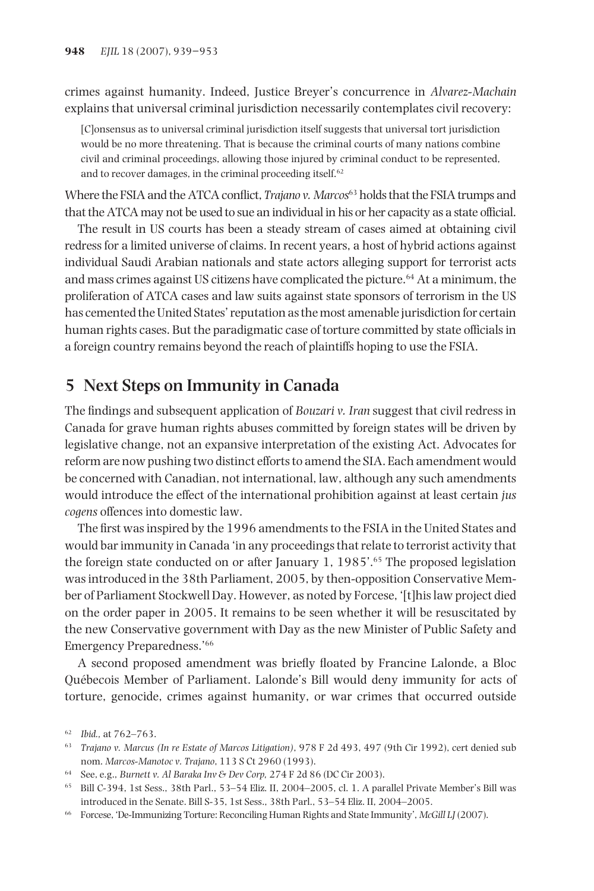crimes against humanity. Indeed, Justice Breyer's concurrence in *Alvarez-Machain* explains that universal criminal jurisdiction necessarily contemplates civil recovery:

> [C]onsensus as to universal criminal jurisdiction itself suggests that universal tort jurisdiction would be no more threatening. That is because the criminal courts of many nations combine civil and criminal proceedings, allowing those injured by criminal conduct to be represented, and to recover damages, in the criminal proceeding itself.[62]

Where the FSIA and the ATCA conflict, *Trajano v. Marcos*[63] holds that the FSIA trumps and that the ATCA may not be used to sue an individual in his or her capacity as a state official.

The result in US courts has been a steady stream of cases aimed at obtaining civil redress for a limited universe of claims. In recent years, a host of hybrid actions against individual Saudi Arabian nationals and state actors alleging support for terrorist acts and mass crimes against US citizens have complicated the picture.[64] At a minimum, the proliferation of ATCA cases and law suits against state sponsors of terrorism in the US has cemented the United States' reputation as the most amenable jurisdiction for certain human rights cases. But the paradigmatic case of torture committed by state officials in a foreign country remains beyond the reach of plaintiffs hoping to use the FSIA.

## 5 Next Steps on Immunity in Canada

The findings and subsequent application of *Bouzari v. Iran* suggest that civil redress in Canada for grave human rights abuses committed by foreign states will be driven by legislative change, not an expansive interpretation of the existing Act. Advocates for reform are now pushing two distinct efforts to amend the SIA. Each amendment would be concerned with Canadian, not international, law, although any such amendments would introduce the effect of the international prohibition against at least certain *jus cogens* offences into domestic law.

The first was inspired by the 1996 amendments to the FSIA in the United States and would bar immunity in Canada 'in any proceedings that relate to terrorist activity that the foreign state conducted on or after January 1, 1985'.[65] The proposed legislation was introduced in the 38th Parliament, 2005, by then-opposition Conservative Member of Parliament Stockwell Day. However, as noted by Forcese, '[t]his law project died on the order paper in 2005. It remains to be seen whether it will be resuscitated by the new Conservative government with Day as the new Minister of Public Safety and Emergency Preparedness.'[66]

A second proposed amendment was briefly floated by Francine Lalonde, a Bloc Québecois Member of Parliament. Lalonde's Bill would deny immunity for acts of torture, genocide, crimes against humanity, or war crimes that occurred outside

---

[62] *Ibid.*, at 762–763.

[63] *Trajano v. Marcus (In re Estate of Marcos Litigation)*, 978 F 2d 493, 497 (9th Cir 1992), cert denied sub nom. *Marcos-Manotoc v. Trajano*, 113 S Ct 2960 (1993).

[64] See, e.g., *Burnett v. Al Baraka Inv & Dev Corp*, 274 F 2d 86 (DC Cir 2003).

[65] Bill C-394, 1st Sess., 38th Parl., 53–54 Eliz. II, 2004–2005, cl. 1. A parallel Private Member's Bill was introduced in the Senate. Bill S-35, 1st Sess., 38th Parl., 53–54 Eliz. II, 2004–2005.

[66] Forcese, 'De-Immunizing Torture: Reconciling Human Rights and State Immunity', *McGill LJ* (2007).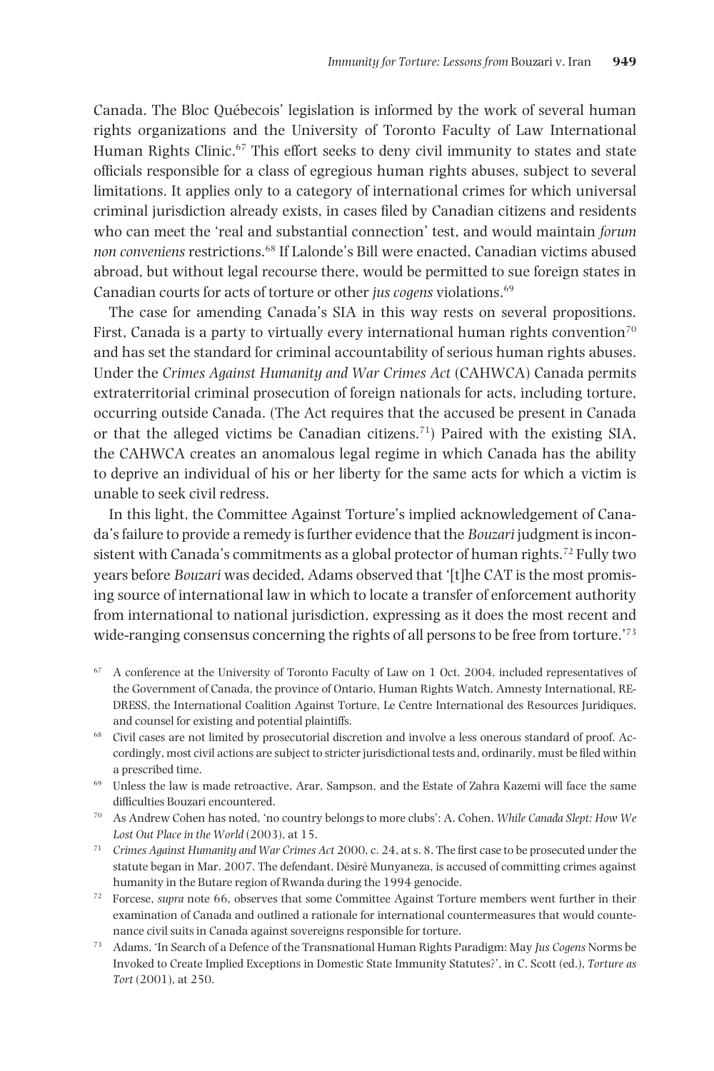Canada. The Bloc Québecois' legislation is informed by the work of several human rights organizations and the University of Toronto Faculty of Law International Human Rights Clinic.[67] This effort seeks to deny civil immunity to states and state officials responsible for a class of egregious human rights abuses, subject to several limitations. It applies only to a category of international crimes for which universal criminal jurisdiction already exists, in cases filed by Canadian citizens and residents who can meet the 'real and substantial connection' test, and would maintain *forum non conveniens* restrictions.[68] If Lalonde's Bill were enacted, Canadian victims abused abroad, but without legal recourse there, would be permitted to sue foreign states in Canadian courts for acts of torture or other *jus cogens* violations.[69]

The case for amending Canada's SIA in this way rests on several propositions. First, Canada is a party to virtually every international human rights convention[70] and has set the standard for criminal accountability of serious human rights abuses. Under the *Crimes Against Humanity and War Crimes Act* (CAHWCA) Canada permits extraterritorial criminal prosecution of foreign nationals for acts, including torture, occurring outside Canada. (The Act requires that the accused be present in Canada or that the alleged victims be Canadian citizens.[71]) Paired with the existing SIA, the CAHWCA creates an anomalous legal regime in which Canada has the ability to deprive an individual of his or her liberty for the same acts for which a victim is unable to seek civil redress.

In this light, the Committee Against Torture's implied acknowledgement of Canada's failure to provide a remedy is further evidence that the *Bouzari* judgment is inconsistent with Canada's commitments as a global protector of human rights.[72] Fully two years before *Bouzari* was decided, Adams observed that '[t]he CAT is the most promising source of international law in which to locate a transfer of enforcement authority from international to national jurisdiction, expressing as it does the most recent and wide-ranging consensus concerning the rights of all persons to be free from torture.'[73]

---

[67] A conference at the University of Toronto Faculty of Law on 1 Oct. 2004, included representatives of the Government of Canada, the province of Ontario, Human Rights Watch, Amnesty International, REDRESS, the International Coalition Against Torture, Le Centre International des Resources Juridiques, and counsel for existing and potential plaintiffs.

[68] Civil cases are not limited by prosecutorial discretion and involve a less onerous standard of proof. Accordingly, most civil actions are subject to stricter jurisdictional tests and, ordinarily, must be filed within a prescribed time.

[69] Unless the law is made retroactive, Arar, Sampson, and the Estate of Zahra Kazemi will face the same difficulties Bouzari encountered.

[70] As Andrew Cohen has noted, 'no country belongs to more clubs': A. Cohen, *While Canada Slept: How We Lost Out Place in the World* (2003), at 15.

[71] *Crimes Against Humanity and War Crimes Act* 2000, c. 24, at s. 8. The first case to be prosecuted under the statute began in Mar. 2007. The defendant, Désiré Munyaneza, is accused of committing crimes against humanity in the Butare region of Rwanda during the 1994 genocide.

[72] Forcese, *supra* note 66, observes that some Committee Against Torture members went further in their examination of Canada and outlined a rationale for international countermeasures that would countenance civil suits in Canada against sovereigns responsible for torture.

[73] Adams, 'In Search of a Defence of the Transnational Human Rights Paradigm: May *Jus Cogens* Norms be Invoked to Create Implied Exceptions in Domestic State Immunity Statutes?', in C. Scott (ed.), *Torture as Tort* (2001), at 250.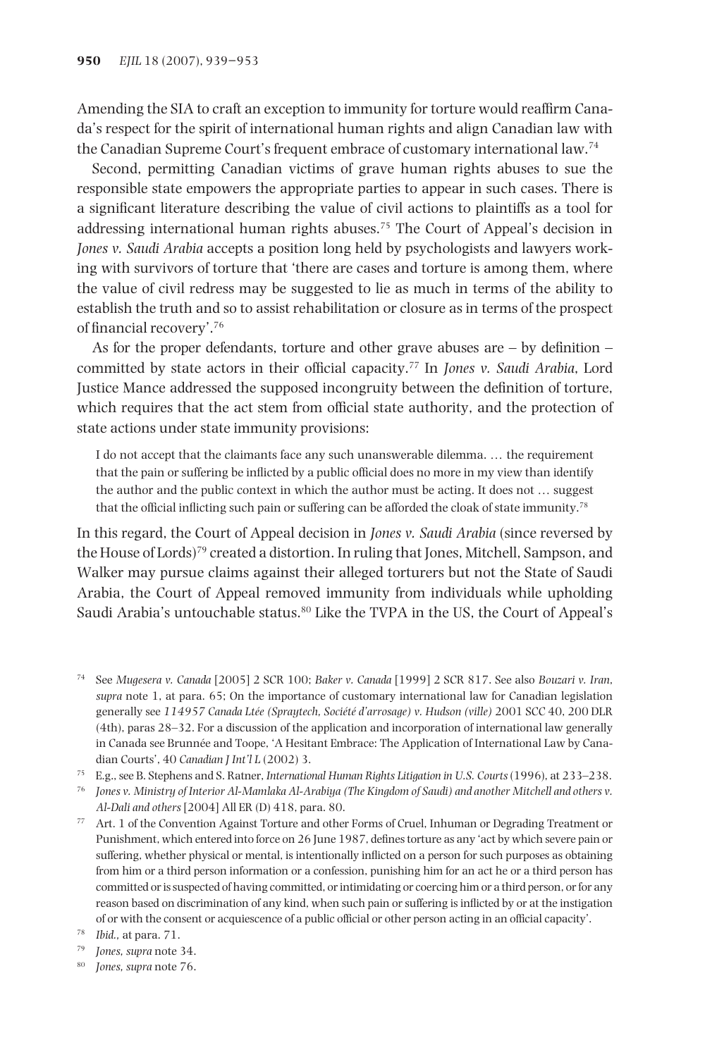Amending the SIA to craft an exception to immunity for torture would reaffirm Canada's respect for the spirit of international human rights and align Canadian law with the Canadian Supreme Court's frequent embrace of customary international law.[74]

Second, permitting Canadian victims of grave human rights abuses to sue the responsible state empowers the appropriate parties to appear in such cases. There is a significant literature describing the value of civil actions to plaintiffs as a tool for addressing international human rights abuses.[75] The Court of Appeal's decision in *Jones v. Saudi Arabia* accepts a position long held by psychologists and lawyers working with survivors of torture that 'there are cases and torture is among them, where the value of civil redress may be suggested to lie as much in terms of the ability to establish the truth and so to assist rehabilitation or closure as in terms of the prospect of financial recovery'.[76]

As for the proper defendants, torture and other grave abuses are – by definition – committed by state actors in their official capacity.[77] In *Jones v. Saudi Arabia*, Lord Justice Mance addressed the supposed incongruity between the definition of torture, which requires that the act stem from official state authority, and the protection of state actions under state immunity provisions:

> I do not accept that the claimants face any such unanswerable dilemma. … the requirement that the pain or suffering be inflicted by a public official does no more in my view than identify the author and the public context in which the author must be acting. It does not … suggest that the official inflicting such pain or suffering can be afforded the cloak of state immunity.[78]

In this regard, the Court of Appeal decision in *Jones v. Saudi Arabia* (since reversed by the House of Lords)[79] created a distortion. In ruling that Jones, Mitchell, Sampson, and Walker may pursue claims against their alleged torturers but not the State of Saudi Arabia, the Court of Appeal removed immunity from individuals while upholding Saudi Arabia's untouchable status.[80] Like the TVPA in the US, the Court of Appeal's

---

[74] See *Mugesera v. Canada* [2005] 2 SCR 100; *Baker v. Canada* [1999] 2 SCR 817. See also *Bouzari v. Iran*, *supra* note 1, at para. 65; On the importance of customary international law for Canadian legislation generally see *114957 Canada Ltée (Spraytech, Société d'arrosage) v. Hudson (ville)* 2001 SCC 40, 200 DLR (4th), paras 28–32. For a discussion of the application and incorporation of international law generally in Canada see Brunnée and Toope, 'A Hesitant Embrace: The Application of International Law by Canadian Courts', 40 *Canadian J Int'l L* (2002) 3.

[75] E.g., see B. Stephens and S. Ratner, *International Human Rights Litigation in U.S. Courts* (1996), at 233–238.

[76] *Jones v. Ministry of Interior Al-Mamlaka Al-Arabiya (The Kingdom of Saudi) and another Mitchell and others v. Al-Dali and others* [2004] All ER (D) 418, para. 80.

[77] Art. 1 of the Convention Against Torture and other Forms of Cruel, Inhuman or Degrading Treatment or Punishment, which entered into force on 26 June 1987, defines torture as any 'act by which severe pain or suffering, whether physical or mental, is intentionally inflicted on a person for such purposes as obtaining from him or a third person information or a confession, punishing him for an act he or a third person has committed or is suspected of having committed, or intimidating or coercing him or a third person, or for any reason based on discrimination of any kind, when such pain or suffering is inflicted by or at the instigation of or with the consent or acquiescence of a public official or other person acting in an official capacity'.

[78] *Ibid.*, at para. 71.

[79] *Jones, supra* note 34.

[80] *Jones, supra* note 76.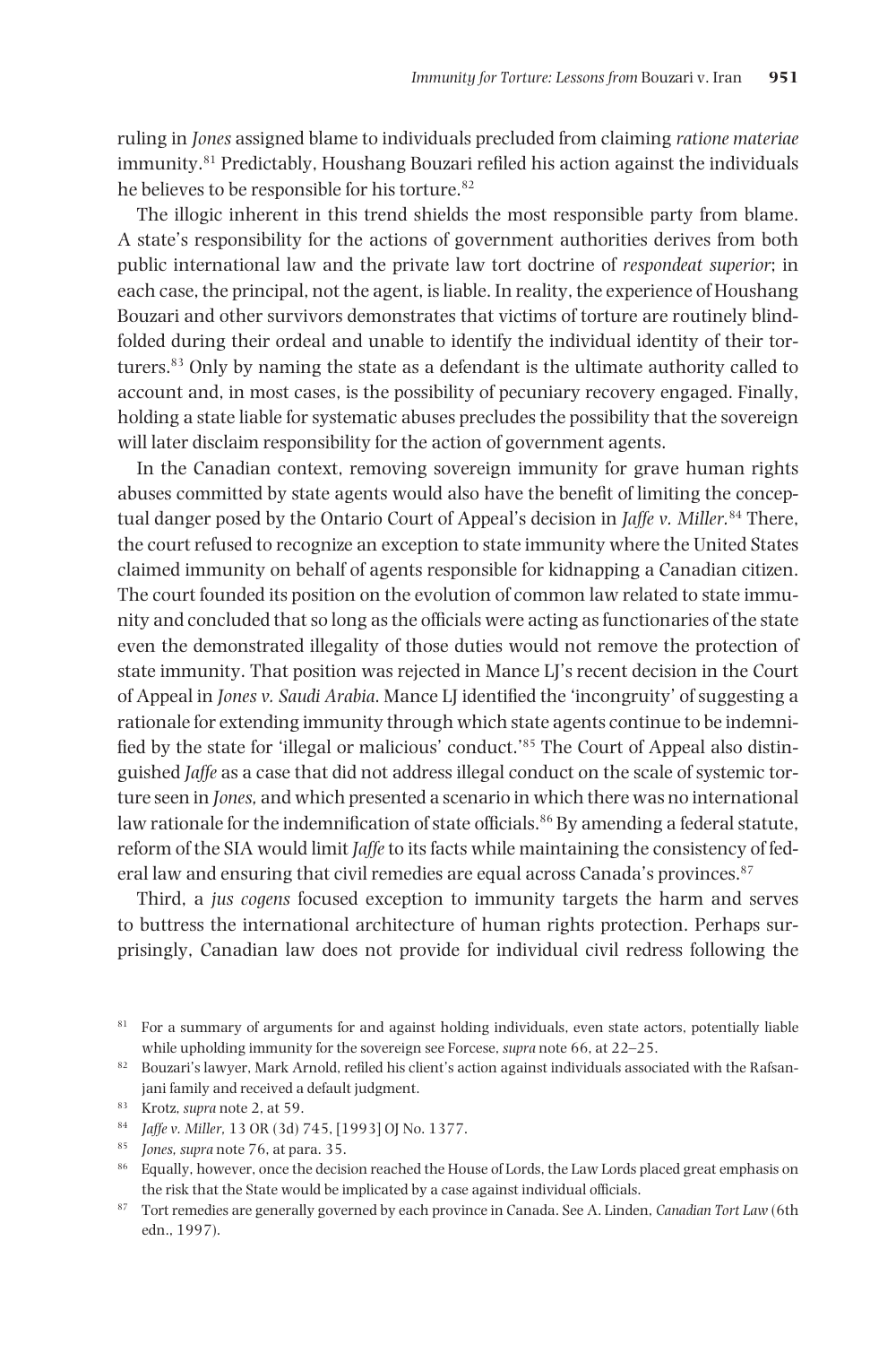ruling in *Jones* assigned blame to individuals precluded from claiming *ratione materiae* immunity.[81] Predictably, Houshang Bouzari refiled his action against the individuals he believes to be responsible for his torture.[82]

The illogic inherent in this trend shields the most responsible party from blame. A state's responsibility for the actions of government authorities derives from both public international law and the private law tort doctrine of *respondeat superior*; in each case, the principal, not the agent, is liable. In reality, the experience of Houshang Bouzari and other survivors demonstrates that victims of torture are routinely blindfolded during their ordeal and unable to identify the individual identity of their torturers.[83] Only by naming the state as a defendant is the ultimate authority called to account and, in most cases, is the possibility of pecuniary recovery engaged. Finally, holding a state liable for systematic abuses precludes the possibility that the sovereign will later disclaim responsibility for the action of government agents.

In the Canadian context, removing sovereign immunity for grave human rights abuses committed by state agents would also have the benefit of limiting the conceptual danger posed by the Ontario Court of Appeal's decision in *Jaffe v. Miller*.[84] There, the court refused to recognize an exception to state immunity where the United States claimed immunity on behalf of agents responsible for kidnapping a Canadian citizen. The court founded its position on the evolution of common law related to state immunity and concluded that so long as the officials were acting as functionaries of the state even the demonstrated illegality of those duties would not remove the protection of state immunity. That position was rejected in Mance LJ's recent decision in the Court of Appeal in *Jones v. Saudi Arabia*. Mance LJ identified the 'incongruity' of suggesting a rationale for extending immunity through which state agents continue to be indemnified by the state for 'illegal or malicious' conduct.'[85] The Court of Appeal also distinguished *Jaffe* as a case that did not address illegal conduct on the scale of systemic torture seen in *Jones*, and which presented a scenario in which there was no international law rationale for the indemnification of state officials.[86] By amending a federal statute, reform of the SIA would limit *Jaffe* to its facts while maintaining the consistency of federal law and ensuring that civil remedies are equal across Canada's provinces.[87]

Third, a *jus cogens* focused exception to immunity targets the harm and serves to buttress the international architecture of human rights protection. Perhaps surprisingly, Canadian law does not provide for individual civil redress following the

[81] For a summary of arguments for and against holding individuals, even state actors, potentially liable while upholding immunity for the sovereign see Forcese, *supra* note 66, at 22–25.

[82] Bouzari's lawyer, Mark Arnold, refiled his client's action against individuals associated with the Rafsanjani family and received a default judgment.

[83] Krotz, *supra* note 2, at 59.

[84] *Jaffe v. Miller*, 13 OR (3d) 745, [1993] OJ No. 1377.

[85] *Jones*, *supra* note 76, at para. 35.

[86] Equally, however, once the decision reached the House of Lords, the Law Lords placed great emphasis on the risk that the State would be implicated by a case against individual officials.

[87] Tort remedies are generally governed by each province in Canada. See A. Linden, *Canadian Tort Law* (6th edn., 1997).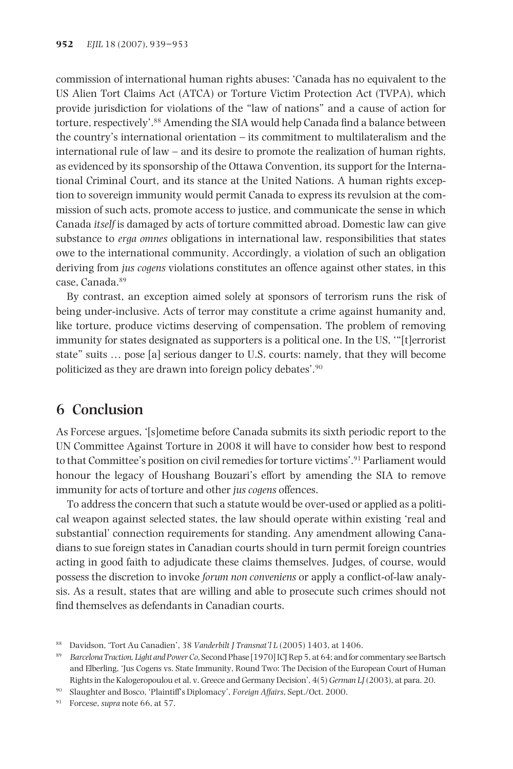commission of international human rights abuses: 'Canada has no equivalent to the US Alien Tort Claims Act (ATCA) or Torture Victim Protection Act (TVPA), which provide jurisdiction for violations of the "law of nations" and a cause of action for torture, respectively'.[88] Amending the SIA would help Canada find a balance between the country's international orientation – its commitment to multilateralism and the international rule of law – and its desire to promote the realization of human rights, as evidenced by its sponsorship of the Ottawa Convention, its support for the International Criminal Court, and its stance at the United Nations. A human rights exception to sovereign immunity would permit Canada to express its revulsion at the commission of such acts, promote access to justice, and communicate the sense in which Canada *itself* is damaged by acts of torture committed abroad. Domestic law can give substance to *erga omnes* obligations in international law, responsibilities that states owe to the international community. Accordingly, a violation of such an obligation deriving from *jus cogens* violations constitutes an offence against other states, in this case, Canada.[89]

By contrast, an exception aimed solely at sponsors of terrorism runs the risk of being under-inclusive. Acts of terror may constitute a crime against humanity and, like torture, produce victims deserving of compensation. The problem of removing immunity for states designated as supporters is a political one. In the US, '"[t]errorist state" suits … pose [a] serious danger to U.S. courts: namely, that they will become politicized as they are drawn into foreign policy debates'.[90]

## 6 Conclusion

As Forcese argues, '[s]ometime before Canada submits its sixth periodic report to the UN Committee Against Torture in 2008 it will have to consider how best to respond to that Committee's position on civil remedies for torture victims'.[91] Parliament would honour the legacy of Houshang Bouzari's effort by amending the SIA to remove immunity for acts of torture and other *jus cogens* offences.

To address the concern that such a statute would be over-used or applied as a political weapon against selected states, the law should operate within existing 'real and substantial' connection requirements for standing. Any amendment allowing Canadians to sue foreign states in Canadian courts should in turn permit foreign countries acting in good faith to adjudicate these claims themselves. Judges, of course, would possess the discretion to invoke *forum non conveniens* or apply a conflict-of-law analysis. As a result, states that are willing and able to prosecute such crimes should not find themselves as defendants in Canadian courts.

[88] Davidson, 'Tort Au Canadien', 38 *Vanderbilt J Transnat'l L* (2005) 1403, at 1406.

[89] *Barcelona Traction, Light and Power Co*, Second Phase [1970] ICJ Rep 5, at 64; and for commentary see Bartsch and Elberling, 'Jus Cogens vs. State Immunity, Round Two: The Decision of the European Court of Human Rights in the Kalogeropoulou et al. v. Greece and Germany Decision', 4(5) *German LJ* (2003), at para. 20.

[90] Slaughter and Bosco, 'Plaintiff's Diplomacy', *Foreign Affairs*, Sept./Oct. 2000.

[91] Forcese, *supra* note 66, at 57.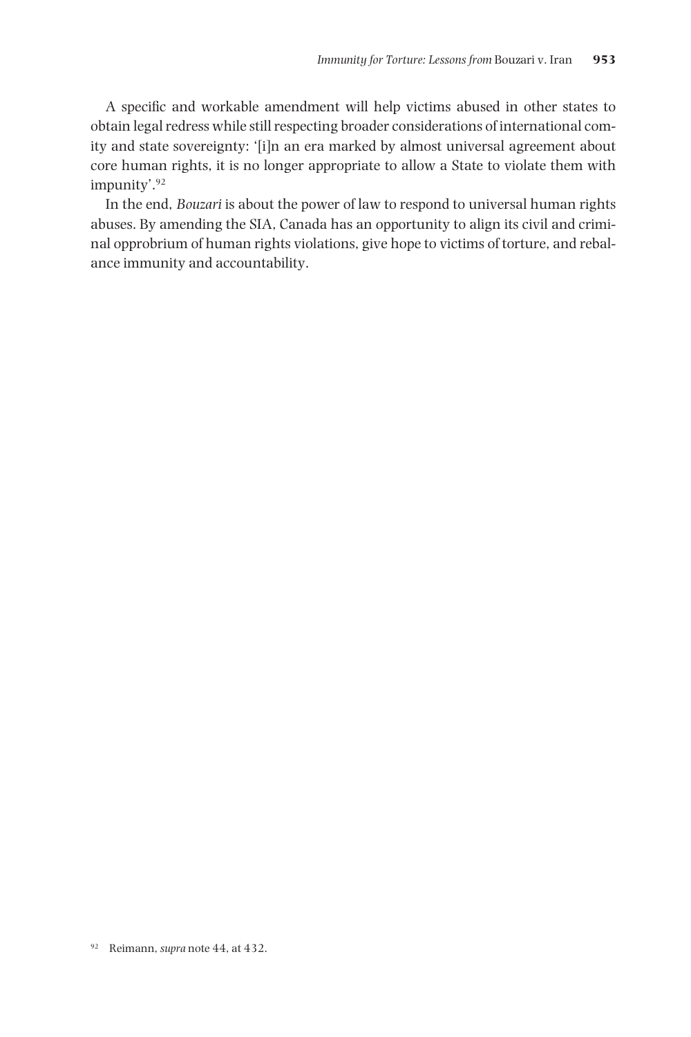A specific and workable amendment will help victims abused in other states to obtain legal redress while still respecting broader considerations of international comity and state sovereignty: '[i]n an era marked by almost universal agreement about core human rights, it is no longer appropriate to allow a State to violate them with impunity'.[92]

In the end, *Bouzari* is about the power of law to respond to universal human rights abuses. By amending the SIA, Canada has an opportunity to align its civil and criminal opprobrium of human rights violations, give hope to victims of torture, and rebalance immunity and accountability.

[92] Reimann, *supra* note 44, at 432.